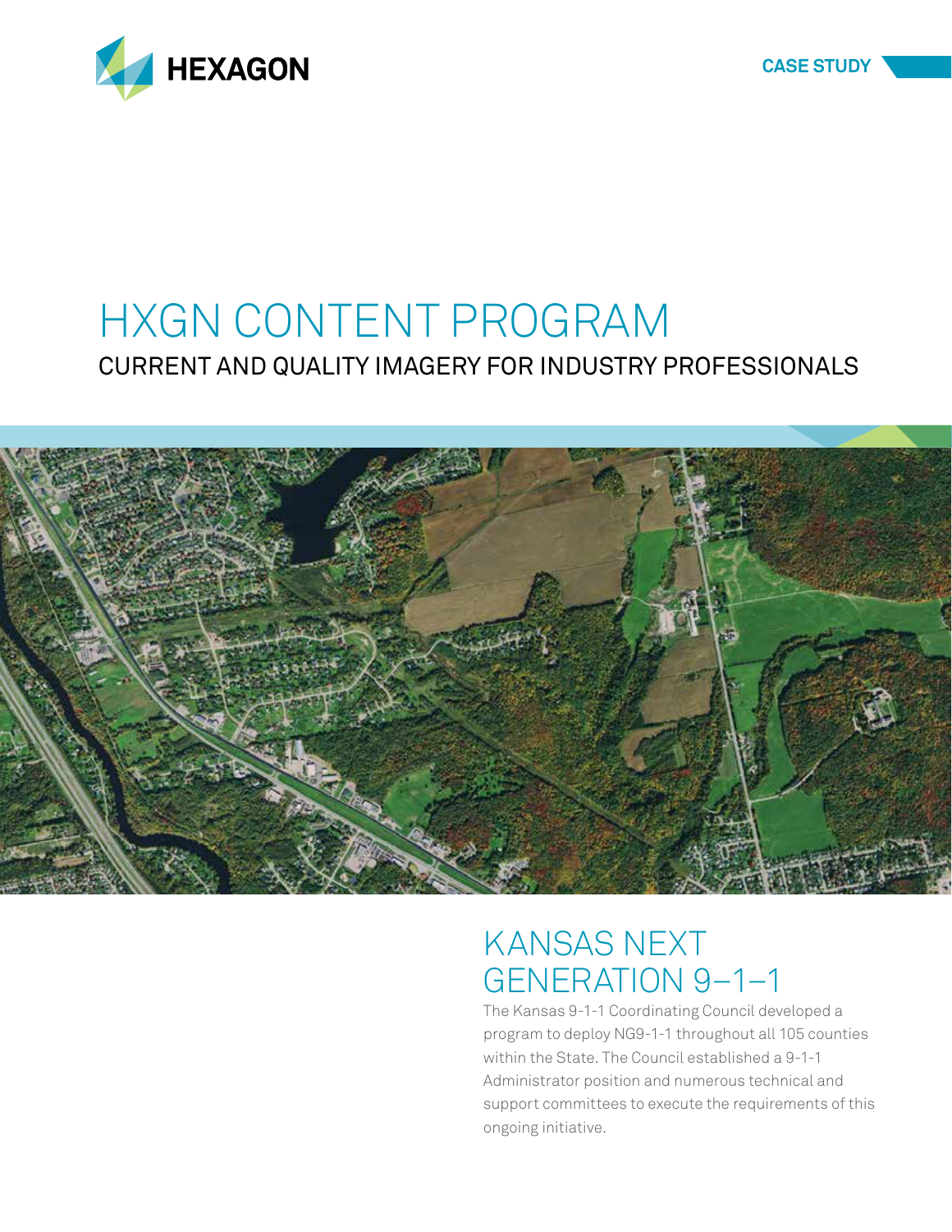HEXAGON

CASE STUDY

# HXGN CONTENT PROGRAM

## CURRENT AND QUALITY IMAGERY FOR INDUSTRY PROFESSIONALS

## KANSAS NEXT GENERATION 9–1–1

The Kansas 9-1-1 Coordinating Council developed a program to deploy NG9-1-1 throughout all 105 counties within the State. The Council established a 9-1-1 Administrator position and numerous technical and support committees to execute the requirements of this ongoing initiative.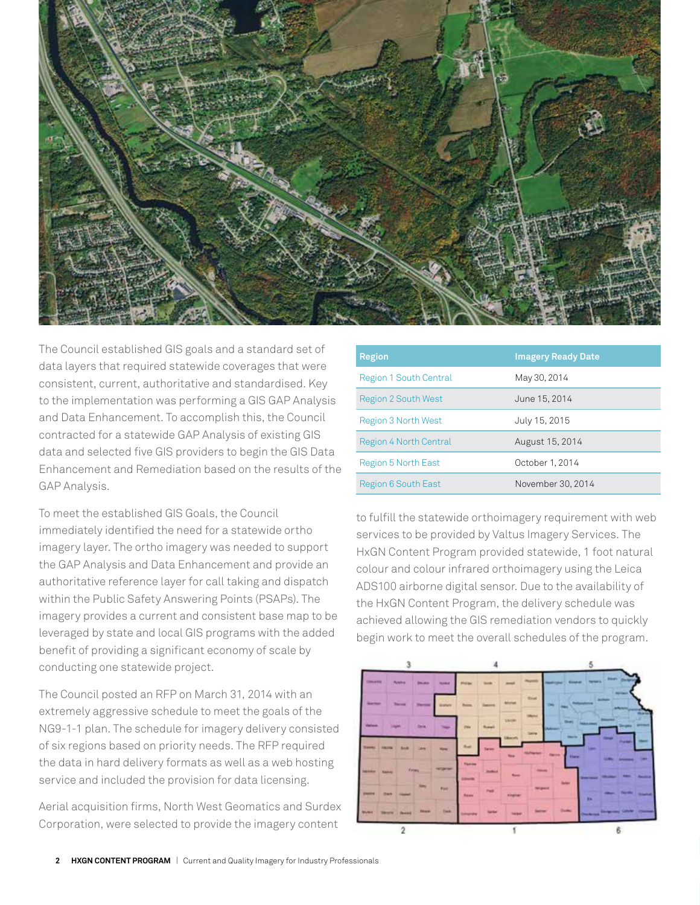The Council established GIS goals and a standard set of data layers that required statewide coverages that were consistent, current, authoritative and standardised. Key to the implementation was performing a GIS GAP Analysis and Data Enhancement. To accomplish this, the Council contracted for a statewide GAP Analysis of existing GIS data and selected five GIS providers to begin the GIS Data Enhancement and Remediation based on the results of the GAP Analysis.

To meet the established GIS Goals, the Council immediately identified the need for a statewide ortho imagery layer. The ortho imagery was needed to support the GAP Analysis and Data Enhancement and provide an authoritative reference layer for call taking and dispatch within the Public Safety Answering Points (PSAPs). The imagery provides a current and consistent base map to be leveraged by state and local GIS programs with the added benefit of providing a significant economy of scale by conducting one statewide project.

The Council posted an RFP on March 31, 2014 with an extremely aggressive schedule to meet the goals of the NG9-1-1 plan. The schedule for imagery delivery consisted of six regions based on priority needs. The RFP required the data in hard delivery formats as well as a web hosting service and included the provision for data licensing.

Aerial acquisition firms, North West Geomatics and Surdex Corporation, were selected to provide the imagery content to fulfill the statewide orthoimagery requirement with web services to be provided by Valtus Imagery Services. The HxGN Content Program provided statewide, 1 foot natural colour and colour infrared orthoimagery using the Leica ADS100 airborne digital sensor. Due to the availability of the HxGN Content Program, the delivery schedule was achieved allowing the GIS remediation vendors to quickly begin work to meet the overall schedules of the program.

| Region | Imagery Ready Date |
|---|---|
| Region 1 South Central | May 30, 2014 |
| Region 2 South West | June 15, 2014 |
| Region 3 North West | July 15, 2015 |
| Region 4 North Central | August 15, 2014 |
| Region 5 North East | October 1, 2014 |
| Region 6 South East | November 30, 2014 |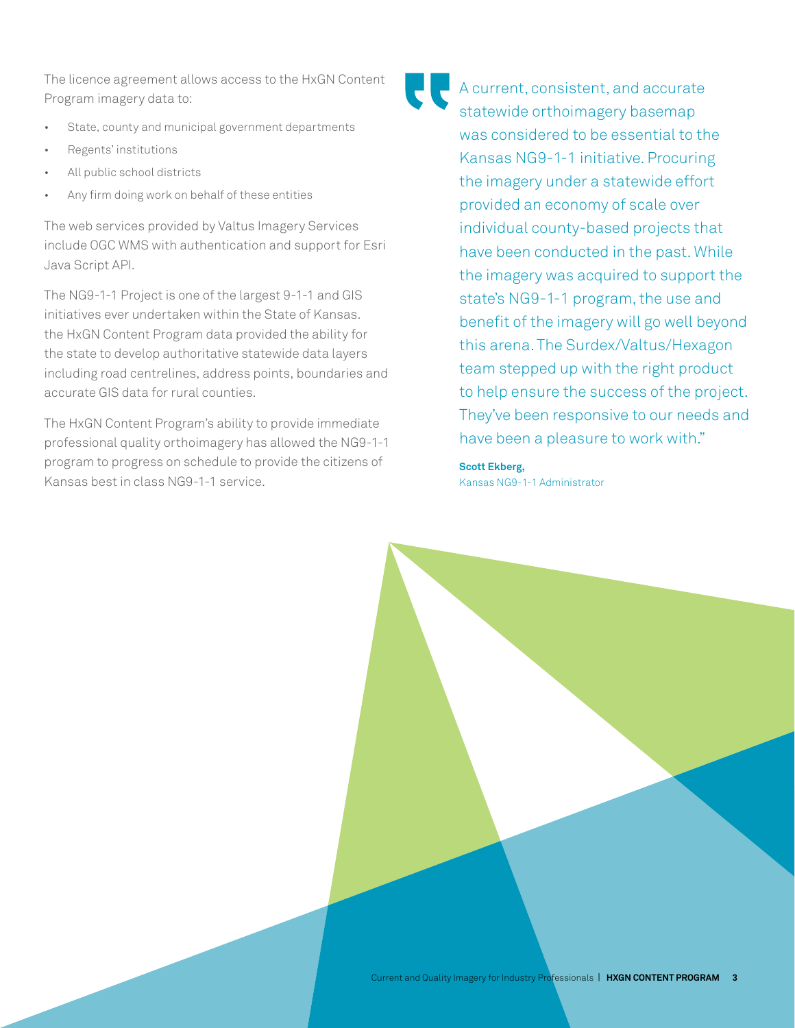The licence agreement allows access to the HxGN Content Program imagery data to:

- State, county and municipal government departments
- Regents' institutions
- All public school districts
- Any firm doing work on behalf of these entities

The web services provided by Valtus Imagery Services include OGC WMS with authentication and support for Esri Java Script API.

The NG9-1-1 Project is one of the largest 9-1-1 and GIS initiatives ever undertaken within the State of Kansas. the HxGN Content Program data provided the ability for the state to develop authoritative statewide data layers including road centrelines, address points, boundaries and accurate GIS data for rural counties.

The HxGN Content Program's ability to provide immediate professional quality orthoimagery has allowed the NG9-1-1 program to progress on schedule to provide the citizens of Kansas best in class NG9-1-1 service.

> "A current, consistent, and accurate statewide orthoimagery basemap was considered to be essential to the Kansas NG9-1-1 initiative. Procuring the imagery under a statewide effort provided an economy of scale over individual county-based projects that have been conducted in the past. While the imagery was acquired to support the state's NG9-1-1 program, the use and benefit of the imagery will go well beyond this arena. The Surdex/Valtus/Hexagon team stepped up with the right product to help ensure the success of the project. They've been responsive to our needs and have been a pleasure to work with."
>
> **Scott Ekberg,**
> Kansas NG9-1-1 Administrator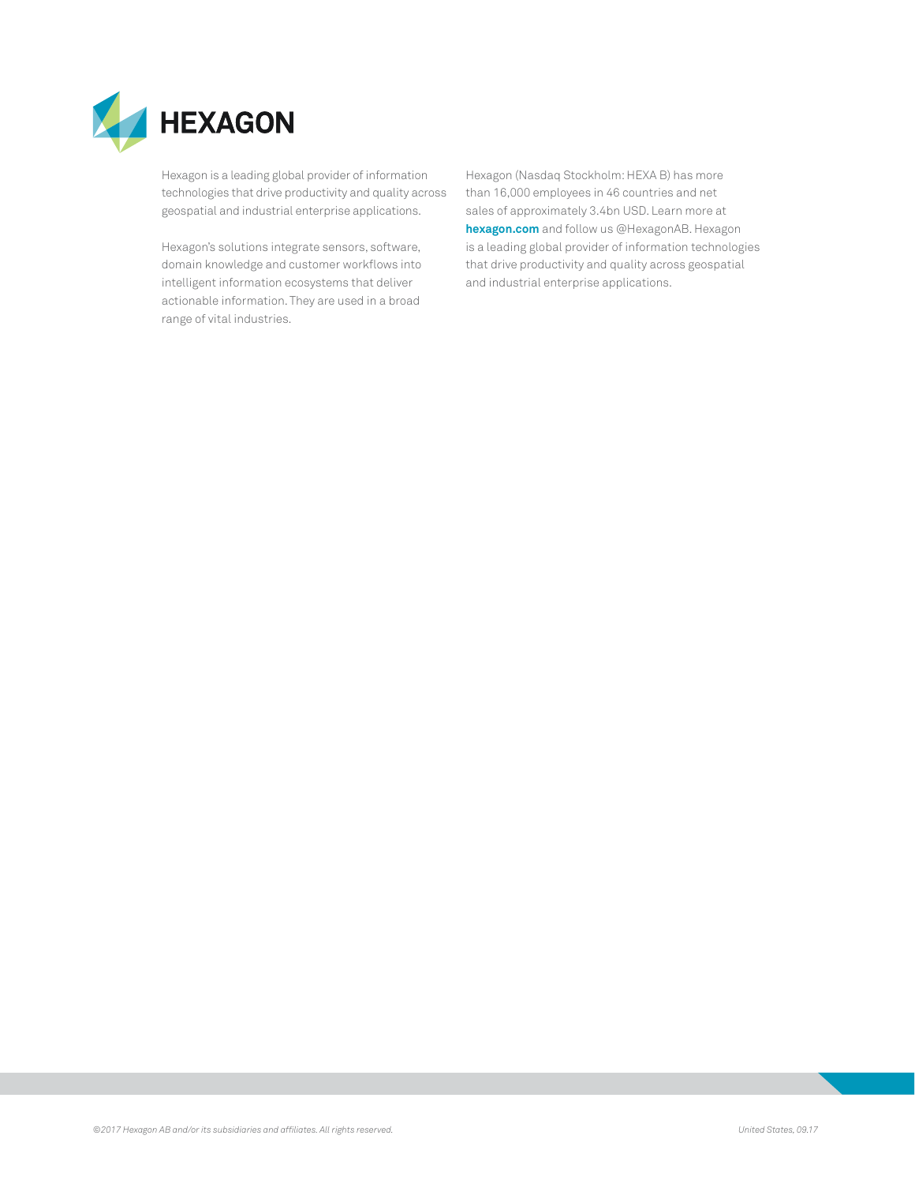# HEXAGON

Hexagon is a leading global provider of information technologies that drive productivity and quality across geospatial and industrial enterprise applications.

Hexagon's solutions integrate sensors, software, domain knowledge and customer workflows into intelligent information ecosystems that deliver actionable information. They are used in a broad range of vital industries.

Hexagon (Nasdaq Stockholm: HEXA B) has more than 16,000 employees in 46 countries and net sales of approximately 3.4bn USD. Learn more at **hexagon.com** and follow us @HexagonAB. Hexagon is a leading global provider of information technologies that drive productivity and quality across geospatial and industrial enterprise applications.

*©2017 Hexagon AB and/or its subsidiaries and affiliates. All rights reserved.*

*United States, 09.17*